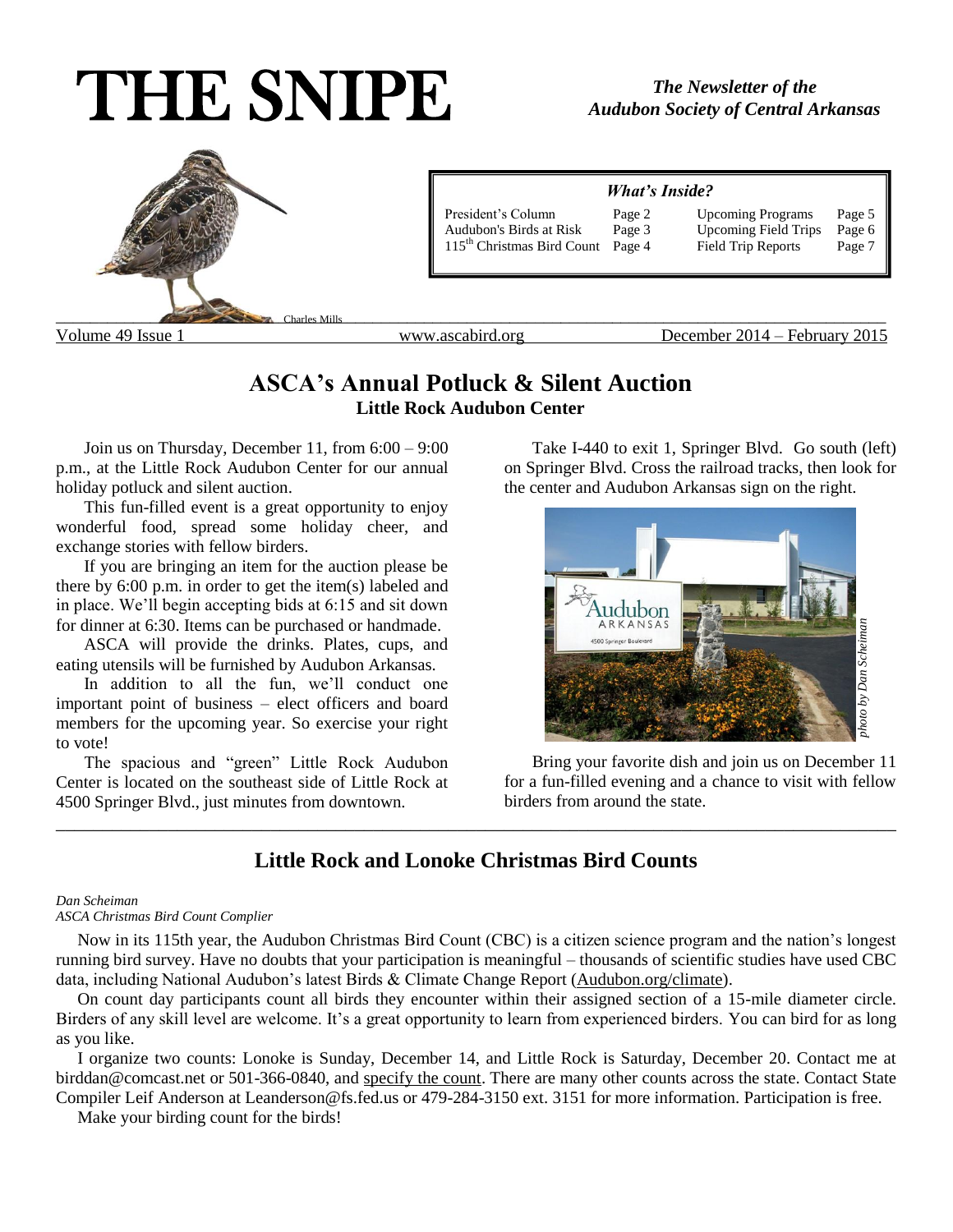# THE SNIPE

*The Newsletter of the Audubon Society of Central Arkansas*

Charles Mills

| *What's Inside?* | | | |
|---|---|---|---|
| President's Column | Page 2 | Upcoming Programs | Page 5 |
| Audubon's Birds at Risk | Page 3 | Upcoming Field Trips | Page 6 |
| 115th Christmas Bird Count | Page 4 | Field Trip Reports | Page 7 |

Volume 49 Issue 1 | www.ascabird.org | December 2014 – February 2015

## ASCA's Annual Potluck & Silent Auction

**Little Rock Audubon Center**

Join us on Thursday, December 11, from 6:00 – 9:00 p.m., at the Little Rock Audubon Center for our annual holiday potluck and silent auction.

This fun-filled event is a great opportunity to enjoy wonderful food, spread some holiday cheer, and exchange stories with fellow birders.

If you are bringing an item for the auction please be there by 6:00 p.m. in order to get the item(s) labeled and in place. We'll begin accepting bids at 6:15 and sit down for dinner at 6:30. Items can be purchased or handmade.

ASCA will provide the drinks. Plates, cups, and eating utensils will be furnished by Audubon Arkansas.

In addition to all the fun, we'll conduct one important point of business – elect officers and board members for the upcoming year. So exercise your right to vote!

The spacious and "green" Little Rock Audubon Center is located on the southeast side of Little Rock at 4500 Springer Blvd., just minutes from downtown.

Take I-440 to exit 1, Springer Blvd. Go south (left) on Springer Blvd. Cross the railroad tracks, then look for the center and Audubon Arkansas sign on the right.

*photo by Dan Scheiman*

Bring your favorite dish and join us on December 11 for a fun-filled evening and a chance to visit with fellow birders from around the state.

## Little Rock and Lonoke Christmas Bird Counts

*Dan Scheiman*
*ASCA Christmas Bird Count Complier*

Now in its 115th year, the Audubon Christmas Bird Count (CBC) is a citizen science program and the nation's longest running bird survey. Have no doubts that your participation is meaningful – thousands of scientific studies have used CBC data, including National Audubon's latest Birds & Climate Change Report (Audubon.org/climate).

On count day participants count all birds they encounter within their assigned section of a 15-mile diameter circle. Birders of any skill level are welcome. It's a great opportunity to learn from experienced birders. You can bird for as long as you like.

I organize two counts: Lonoke is Sunday, December 14, and Little Rock is Saturday, December 20. Contact me at birddan@comcast.net or 501-366-0840, and specify the count. There are many other counts across the state. Contact State Compiler Leif Anderson at Leanderson@fs.fed.us or 479-284-3150 ext. 3151 for more information. Participation is free.

Make your birding count for the birds!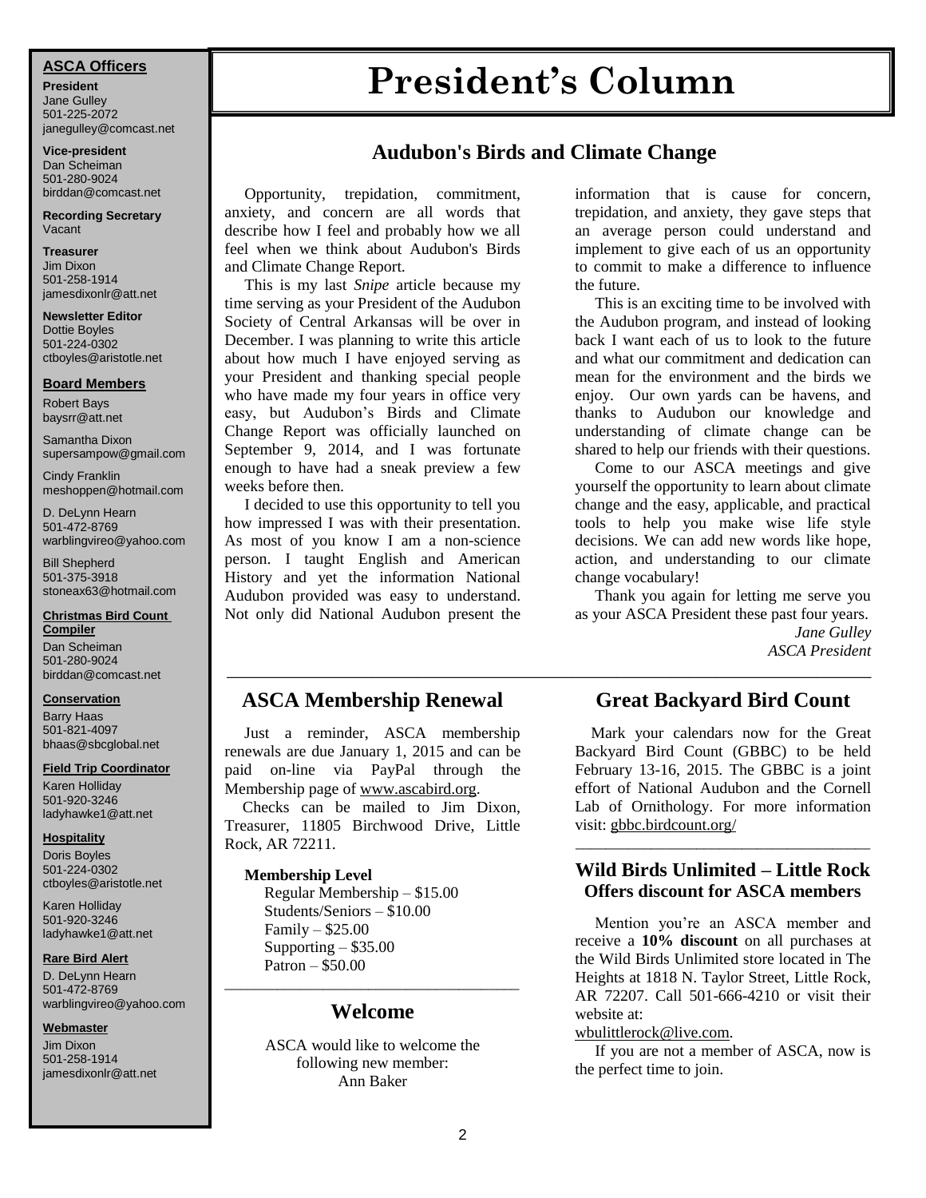## ASCA Officers

**President**
Jane Gulley
501-225-2072
janegulley@comcast.net

**Vice-president**
Dan Scheiman
501-280-9024
birddan@comcast.net

**Recording Secretary**
Vacant

**Treasurer**
Jim Dixon
501-258-1914
jamesdixonlr@att.net

**Newsletter Editor**
Dottie Boyles
501-224-0302
ctboyles@aristotle.net

## Board Members

Robert Bays
baysrr@att.net

Samantha Dixon
supersampow@gmail.com

Cindy Franklin
meshoppen@hotmail.com

D. DeLynn Hearn
501-472-8769
warblingvireo@yahoo.com

Bill Shepherd
501-375-3918
stoneax63@hotmail.com

**Christmas Bird Count Compiler**
Dan Scheiman
501-280-9024
birddan@comcast.net

**Conservation**
Barry Haas
501-821-4097
bhaas@sbcglobal.net

**Field Trip Coordinator**
Karen Holliday
501-920-3246
ladyhawke1@att.net

**Hospitality**
Doris Boyles
501-224-0302
ctboyles@aristotle.net

Karen Holliday
501-920-3246
ladyhawke1@att.net

**Rare Bird Alert**
D. DeLynn Hearn
501-472-8769
warblingvireo@yahoo.com

**Webmaster**
Jim Dixon
501-258-1914
jamesdixonlr@att.net

# President's Column

## Audubon's Birds and Climate Change

Opportunity, trepidation, commitment, anxiety, and concern are all words that describe how I feel and probably how we all feel when we think about Audubon's Birds and Climate Change Report.

This is my last *Snipe* article because my time serving as your President of the Audubon Society of Central Arkansas will be over in December. I was planning to write this article about how much I have enjoyed serving as your President and thanking special people who have made my four years in office very easy, but Audubon's Birds and Climate Change Report was officially launched on September 9, 2014, and I was fortunate enough to have had a sneak preview a few weeks before then.

I decided to use this opportunity to tell you how impressed I was with their presentation. As most of you know I am a non-science person. I taught English and American History and yet the information National Audubon provided was easy to understand. Not only did National Audubon present the information that is cause for concern, trepidation, and anxiety, they gave steps that an average person could understand and implement to give each of us an opportunity to commit to make a difference to influence the future.

This is an exciting time to be involved with the Audubon program, and instead of looking back I want each of us to look to the future and what our commitment and dedication can mean for the environment and the birds we enjoy. Our own yards can be havens, and thanks to Audubon our knowledge and understanding of climate change can be shared to help our friends with their questions.

Come to our ASCA meetings and give yourself the opportunity to learn about climate change and the easy, applicable, and practical tools to help you make wise life style decisions. We can add new words like hope, action, and understanding to our climate change vocabulary!

Thank you again for letting me serve you as your ASCA President these past four years.

*Jane Gulley*
*ASCA President*

---

## ASCA Membership Renewal

Just a reminder, ASCA membership renewals are due January 1, 2015 and can be paid on-line via PayPal through the Membership page of www.ascabird.org.

Checks can be mailed to Jim Dixon, Treasurer, 11805 Birchwood Drive, Little Rock, AR 72211.

**Membership Level**

Regular Membership – $15.00
Students/Seniors – $10.00
Family – $25.00
Supporting – $35.00
Patron – $50.00

---

## Welcome

ASCA would like to welcome the following new member:
Ann Baker

## Great Backyard Bird Count

Mark your calendars now for the Great Backyard Bird Count (GBBC) to be held February 13-16, 2015. The GBBC is a joint effort of National Audubon and the Cornell Lab of Ornithology. For more information visit: gbbc.birdcount.org/

---

## Wild Birds Unlimited – Little Rock Offers discount for ASCA members

Mention you're an ASCA member and receive a **10% discount** on all purchases at the Wild Birds Unlimited store located in The Heights at 1818 N. Taylor Street, Little Rock, AR 72207. Call 501-666-4210 or visit their website at:
wbulittlerock@live.com.

If you are not a member of ASCA, now is the perfect time to join.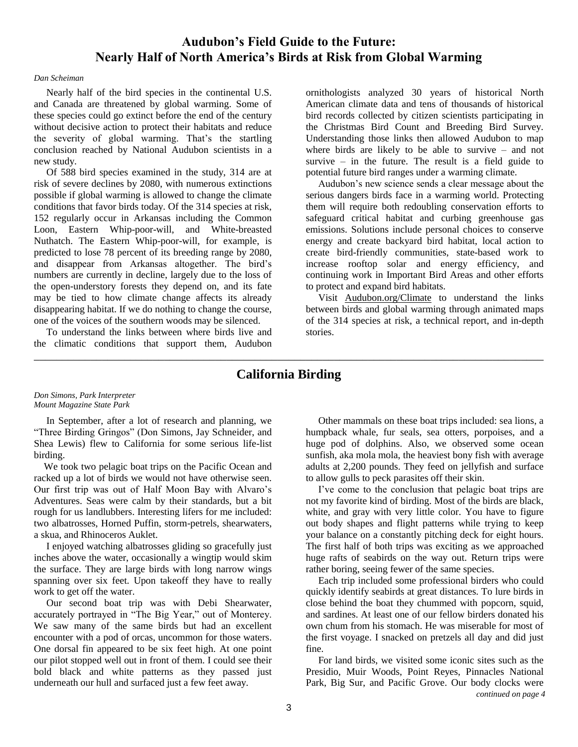## Audubon's Field Guide to the Future: Nearly Half of North America's Birds at Risk from Global Warming

*Dan Scheiman*

Nearly half of the bird species in the continental U.S. and Canada are threatened by global warming. Some of these species could go extinct before the end of the century without decisive action to protect their habitats and reduce the severity of global warming. That's the startling conclusion reached by National Audubon scientists in a new study.

Of 588 bird species examined in the study, 314 are at risk of severe declines by 2080, with numerous extinctions possible if global warming is allowed to change the climate conditions that favor birds today. Of the 314 species at risk, 152 regularly occur in Arkansas including the Common Loon, Eastern Whip-poor-will, and White-breasted Nuthatch. The Eastern Whip-poor-will, for example, is predicted to lose 78 percent of its breeding range by 2080, and disappear from Arkansas altogether. The bird's numbers are currently in decline, largely due to the loss of the open-understory forests they depend on, and its fate may be tied to how climate change affects its already disappearing habitat. If we do nothing to change the course, one of the voices of the southern woods may be silenced.

To understand the links between where birds live and the climatic conditions that support them, Audubon ornithologists analyzed 30 years of historical North American climate data and tens of thousands of historical bird records collected by citizen scientists participating in the Christmas Bird Count and Breeding Bird Survey. Understanding those links then allowed Audubon to map where birds are likely to be able to survive – and not survive – in the future. The result is a field guide to potential future bird ranges under a warming climate.

Audubon's new science sends a clear message about the serious dangers birds face in a warming world. Protecting them will require both redoubling conservation efforts to safeguard critical habitat and curbing greenhouse gas emissions. Solutions include personal choices to conserve energy and create backyard bird habitat, local action to create bird-friendly communities, state-based work to increase rooftop solar and energy efficiency, and continuing work in Important Bird Areas and other efforts to protect and expand bird habitats.

Visit Audubon.org/Climate to understand the links between birds and global warming through animated maps of the 314 species at risk, a technical report, and in-depth stories.

---

## California Birding

*Don Simons, Park Interpreter*
*Mount Magazine State Park*

In September, after a lot of research and planning, we "Three Birding Gringos" (Don Simons, Jay Schneider, and Shea Lewis) flew to California for some serious life-list birding.

We took two pelagic boat trips on the Pacific Ocean and racked up a lot of birds we would not have otherwise seen. Our first trip was out of Half Moon Bay with Alvaro's Adventures. Seas were calm by their standards, but a bit rough for us landlubbers. Interesting lifers for me included: two albatrosses, Horned Puffin, storm-petrels, shearwaters, a skua, and Rhinoceros Auklet.

I enjoyed watching albatrosses gliding so gracefully just inches above the water, occasionally a wingtip would skim the surface. They are large birds with long narrow wings spanning over six feet. Upon takeoff they have to really work to get off the water.

Our second boat trip was with Debi Shearwater, accurately portrayed in "The Big Year," out of Monterey. We saw many of the same birds but had an excellent encounter with a pod of orcas, uncommon for those waters. One dorsal fin appeared to be six feet high. At one point our pilot stopped well out in front of them. I could see their bold black and white patterns as they passed just underneath our hull and surfaced just a few feet away.

Other mammals on these boat trips included: sea lions, a humpback whale, fur seals, sea otters, porpoises, and a huge pod of dolphins. Also, we observed some ocean sunfish, aka mola mola, the heaviest bony fish with average adults at 2,200 pounds. They feed on jellyfish and surface to allow gulls to peck parasites off their skin.

I've come to the conclusion that pelagic boat trips are not my favorite kind of birding. Most of the birds are black, white, and gray with very little color. You have to figure out body shapes and flight patterns while trying to keep your balance on a constantly pitching deck for eight hours. The first half of both trips was exciting as we approached huge rafts of seabirds on the way out. Return trips were rather boring, seeing fewer of the same species.

Each trip included some professional birders who could quickly identify seabirds at great distances. To lure birds in close behind the boat they chummed with popcorn, squid, and sardines. At least one of our fellow birders donated his own chum from his stomach. He was miserable for most of the first voyage. I snacked on pretzels all day and did just fine.

For land birds, we visited some iconic sites such as the Presidio, Muir Woods, Point Reyes, Pinnacles National Park, Big Sur, and Pacific Grove. Our body clocks were

*continued on page 4*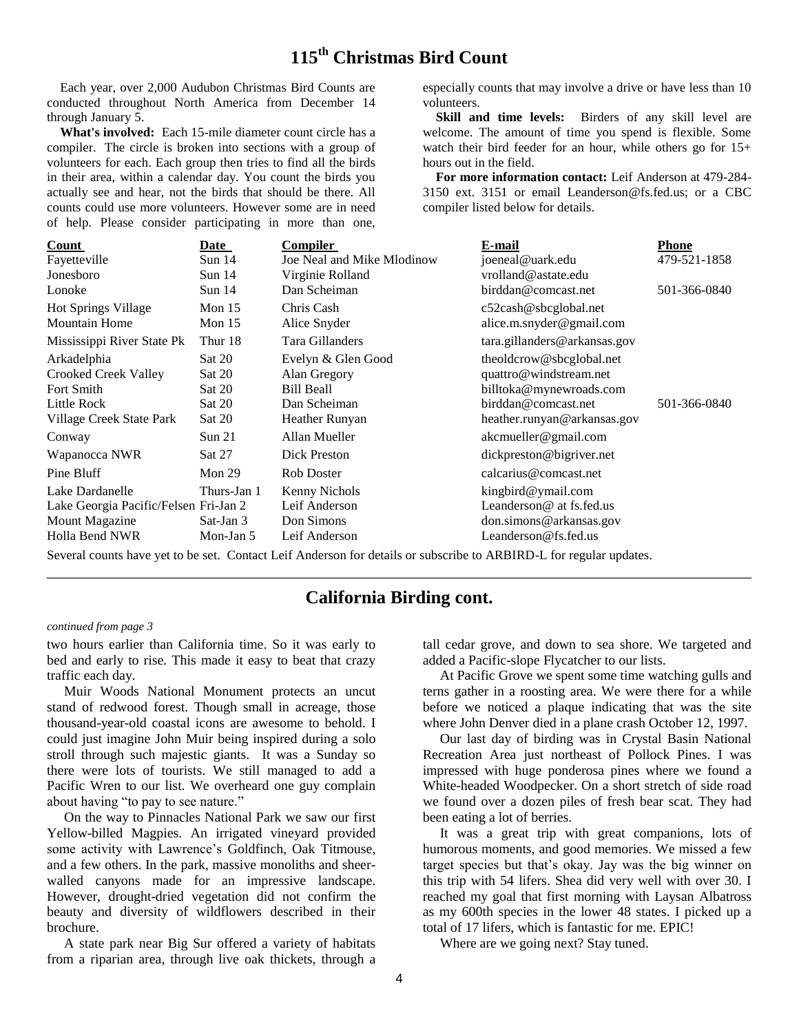# 115th Christmas Bird Count

Each year, over 2,000 Audubon Christmas Bird Counts are conducted throughout North America from December 14 through January 5.

**What's involved:** Each 15-mile diameter count circle has a compiler. The circle is broken into sections with a group of volunteers for each. Each group then tries to find all the birds in their area, within a calendar day. You count the birds you actually see and hear, not the birds that should be there. All counts could use more volunteers. However some are in need of help. Please consider participating in more than one, especially counts that may involve a drive or have less than 10 volunteers.

**Skill and time levels:** Birders of any skill level are welcome. The amount of time you spend is flexible. Some watch their bird feeder for an hour, while others go for 15+ hours out in the field.

**For more information contact:** Leif Anderson at 479-284-3150 ext. 3151 or email Leanderson@fs.fed.us; or a CBC compiler listed below for details.

| Count | Date | Compiler | E-mail | Phone |
|---|---|---|---|---|
| Fayetteville | Sun 14 | Joe Neal and Mike Mlodinow | joeneal@uark.edu | 479-521-1858 |
| Jonesboro | Sun 14 | Virginie Rolland | vrolland@astate.edu | |
| Lonoke | Sun 14 | Dan Scheiman | birddan@comcast.net | 501-366-0840 |
| Hot Springs Village | Mon 15 | Chris Cash | c52cash@sbcglobal.net | |
| Mountain Home | Mon 15 | Alice Snyder | alice.m.snyder@gmail.com | |
| Mississippi River State Pk | Thur 18 | Tara Gillanders | tara.gillanders@arkansas.gov | |
| Arkadelphia | Sat 20 | Evelyn & Glen Good | theoldcrow@sbcglobal.net | |
| Crooked Creek Valley | Sat 20 | Alan Gregory | quattro@windstream.net | |
| Fort Smith | Sat 20 | Bill Beall | billtoka@mynewroads.com | |
| Little Rock | Sat 20 | Dan Scheiman | birddan@comcast.net | 501-366-0840 |
| Village Creek State Park | Sat 20 | Heather Runyan | heather.runyan@arkansas.gov | |
| Conway | Sun 21 | Allan Mueller | akcmueller@gmail.com | |
| Wapanocca NWR | Sat 27 | Dick Preston | dickpreston@bigriver.net | |
| Pine Bluff | Mon 29 | Rob Doster | calcarius@comcast.net | |
| Lake Dardanelle | Thurs-Jan 1 | Kenny Nichols | kingbird@ymail.com | |
| Lake Georgia Pacific/Felsen | Fri-Jan 2 | Leif Anderson | Leanderson@ at fs.fed.us | |
| Mount Magazine | Sat-Jan 3 | Don Simons | don.simons@arkansas.gov | |
| Holla Bend NWR | Mon-Jan 5 | Leif Anderson | Leanderson@fs.fed.us | |

Several counts have yet to be set. Contact Leif Anderson for details or subscribe to ARBIRD-L for regular updates.

---

# California Birding cont.

*continued from page 3*

two hours earlier than California time. So it was early to bed and early to rise. This made it easy to beat that crazy traffic each day.

Muir Woods National Monument protects an uncut stand of redwood forest. Though small in acreage, those thousand-year-old coastal icons are awesome to behold. I could just imagine John Muir being inspired during a solo stroll through such majestic giants. It was a Sunday so there were lots of tourists. We still managed to add a Pacific Wren to our list. We overheard one guy complain about having "to pay to see nature."

On the way to Pinnacles National Park we saw our first Yellow-billed Magpies. An irrigated vineyard provided some activity with Lawrence's Goldfinch, Oak Titmouse, and a few others. In the park, massive monoliths and sheer-walled canyons made for an impressive landscape. However, drought-dried vegetation did not confirm the beauty and diversity of wildflowers described in their brochure.

A state park near Big Sur offered a variety of habitats from a riparian area, through live oak thickets, through a tall cedar grove, and down to sea shore. We targeted and added a Pacific-slope Flycatcher to our lists.

At Pacific Grove we spent some time watching gulls and terns gather in a roosting area. We were there for a while before we noticed a plaque indicating that was the site where John Denver died in a plane crash October 12, 1997.

Our last day of birding was in Crystal Basin National Recreation Area just northeast of Pollock Pines. I was impressed with huge ponderosa pines where we found a White-headed Woodpecker. On a short stretch of side road we found over a dozen piles of fresh bear scat. They had been eating a lot of berries.

It was a great trip with great companions, lots of humorous moments, and good memories. We missed a few target species but that's okay. Jay was the big winner on this trip with 54 lifers. Shea did very well with over 30. I reached my goal that first morning with Laysan Albatross as my 600th species in the lower 48 states. I picked up a total of 17 lifers, which is fantastic for me. EPIC!

Where are we going next? Stay tuned.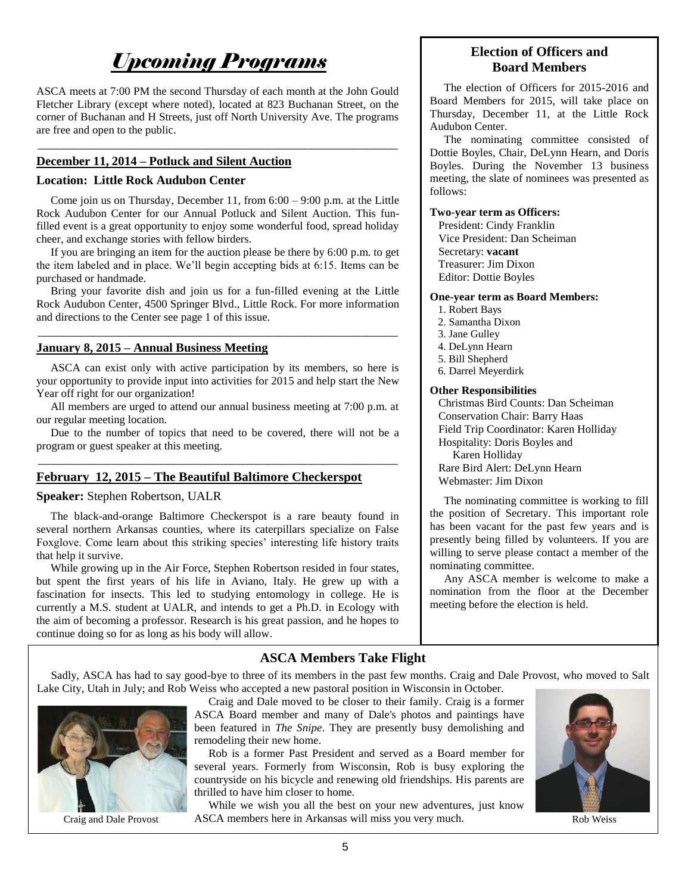# *Upcoming Programs*

ASCA meets at 7:00 PM the second Thursday of each month at the John Gould Fletcher Library (except where noted), located at 823 Buchanan Street, on the corner of Buchanan and H Streets, just off North University Ave. The programs are free and open to the public.

---

## December 11, 2014 – Potluck and Silent Auction

**Location: Little Rock Audubon Center**

Come join us on Thursday, December 11, from 6:00 – 9:00 p.m. at the Little Rock Audubon Center for our Annual Potluck and Silent Auction. This fun-filled event is a great opportunity to enjoy some wonderful food, spread holiday cheer, and exchange stories with fellow birders.

If you are bringing an item for the auction please be there by 6:00 p.m. to get the item labeled and in place. We'll begin accepting bids at 6:15. Items can be purchased or handmade.

Bring your favorite dish and join us for a fun-filled evening at the Little Rock Audubon Center, 4500 Springer Blvd., Little Rock. For more information and directions to the Center see page 1 of this issue.

---

## January 8, 2015 – Annual Business Meeting

ASCA can exist only with active participation by its members, so here is your opportunity to provide input into activities for 2015 and help start the New Year off right for our organization!

All members are urged to attend our annual business meeting at 7:00 p.m. at our regular meeting location.

Due to the number of topics that need to be covered, there will not be a program or guest speaker at this meeting.

---

## February 12, 2015 – The Beautiful Baltimore Checkerspot

**Speaker:** Stephen Robertson, UALR

The black-and-orange Baltimore Checkerspot is a rare beauty found in several northern Arkansas counties, where its caterpillars specialize on False Foxglove. Come learn about this striking species' interesting life history traits that help it survive.

While growing up in the Air Force, Stephen Robertson resided in four states, but spent the first years of his life in Aviano, Italy. He grew up with a fascination for insects. This led to studying entomology in college. He is currently a M.S. student at UALR, and intends to get a Ph.D. in Ecology with the aim of becoming a professor. Research is his great passion, and he hopes to continue doing so for as long as his body will allow.

## Election of Officers and Board Members

The election of Officers for 2015-2016 and Board Members for 2015, will take place on Thursday, December 11, at the Little Rock Audubon Center.

The nominating committee consisted of Dottie Boyles, Chair, DeLynn Hearn, and Doris Boyles. During the November 13 business meeting, the slate of nominees was presented as follows:

**Two-year term as Officers:**

President: Cindy Franklin
Vice President: Dan Scheiman
Secretary: **vacant**
Treasurer: Jim Dixon
Editor: Dottie Boyles

**One-year term as Board Members:**

1. Robert Bays
2. Samantha Dixon
3. Jane Gulley
4. DeLynn Hearn
5. Bill Shepherd
6. Darrel Meyerdirk

**Other Responsibilities**

Christmas Bird Counts: Dan Scheiman
Conservation Chair: Barry Haas
Field Trip Coordinator: Karen Holliday
Hospitality: Doris Boyles and Karen Holliday
Rare Bird Alert: DeLynn Hearn
Webmaster: Jim Dixon

The nominating committee is working to fill the position of Secretary. This important role has been vacant for the past few years and is presently being filled by volunteers. If you are willing to serve please contact a member of the nominating committee.

Any ASCA member is welcome to make a nomination from the floor at the December meeting before the election is held.

## ASCA Members Take Flight

Sadly, ASCA has had to say good-bye to three of its members in the past few months. Craig and Dale Provost, who moved to Salt Lake City, Utah in July; and Rob Weiss who accepted a new pastoral position in Wisconsin in October.

Craig and Dale Provost

Craig and Dale moved to be closer to their family. Craig is a former ASCA Board member and many of Dale's photos and paintings have been featured in *The Snipe*. They are presently busy demolishing and remodeling their new home.

Rob is a former Past President and served as a Board member for several years. Formerly from Wisconsin, Rob is busy exploring the countryside on his bicycle and renewing old friendships. His parents are thrilled to have him closer to home.

While we wish you all the best on your new adventures, just know ASCA members here in Arkansas will miss you very much.

Rob Weiss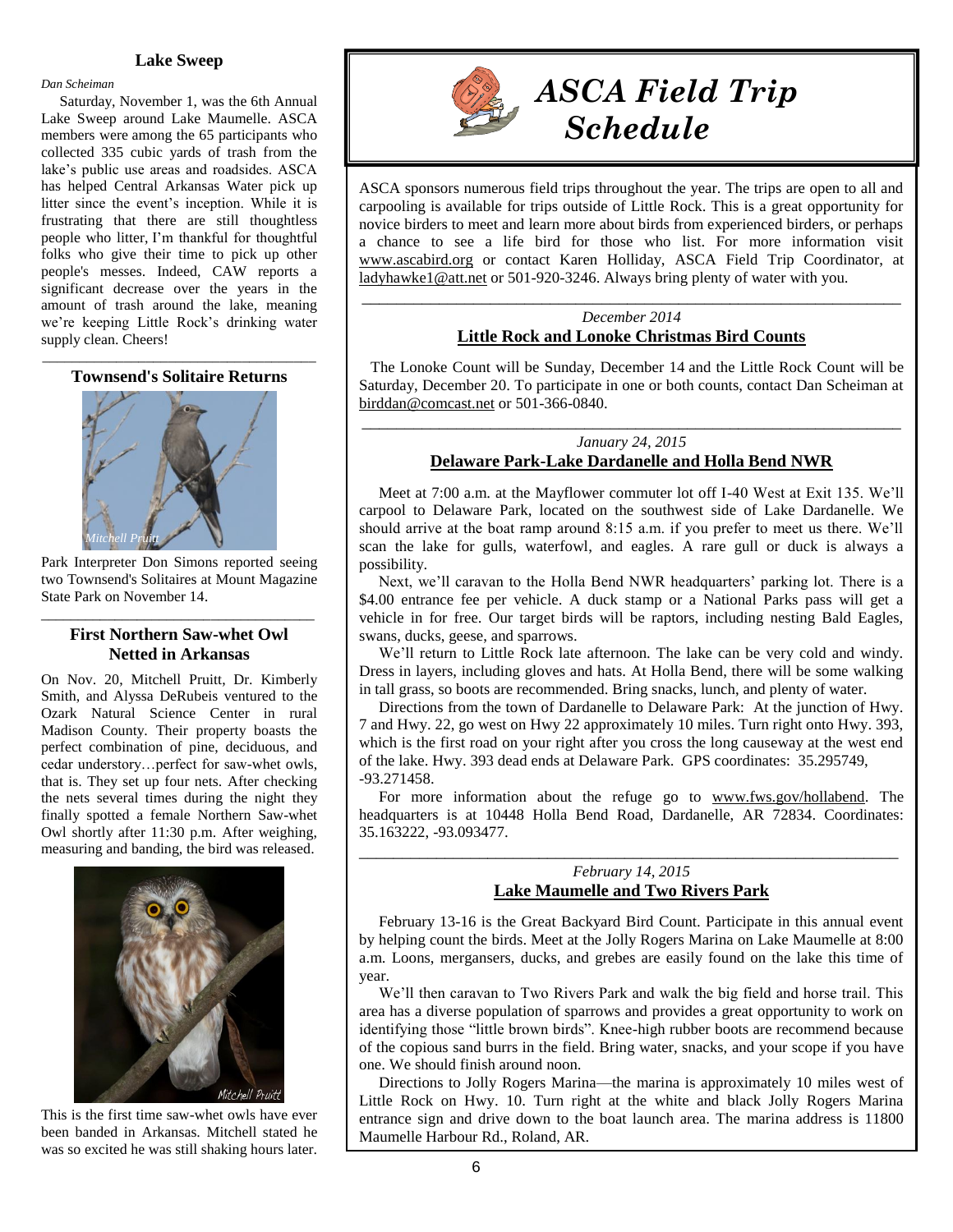### Lake Sweep

*Dan Scheiman*

Saturday, November 1, was the 6th Annual Lake Sweep around Lake Maumelle. ASCA members were among the 65 participants who collected 335 cubic yards of trash from the lake's public use areas and roadsides. ASCA has helped Central Arkansas Water pick up litter since the event's inception. While it is frustrating that there are still thoughtless people who litter, I'm thankful for thoughtful folks who give their time to pick up other people's messes. Indeed, CAW reports a significant decrease over the years in the amount of trash around the lake, meaning we're keeping Little Rock's drinking water supply clean. Cheers!

---

### Townsend's Solitaire Returns

*Mitchell Pruitt*

Park Interpreter Don Simons reported seeing two Townsend's Solitaires at Mount Magazine State Park on November 14.

---

### First Northern Saw-whet Owl Netted in Arkansas

On Nov. 20, Mitchell Pruitt, Dr. Kimberly Smith, and Alyssa DeRubeis ventured to the Ozark Natural Science Center in rural Madison County. Their property boasts the perfect combination of pine, deciduous, and cedar understory…perfect for saw-whet owls, that is. They set up four nets. After checking the nets several times during the night they finally spotted a female Northern Saw-whet Owl shortly after 11:30 p.m. After weighing, measuring and banding, the bird was released.

*Mitchell Pruitt*

This is the first time saw-whet owls have ever been banded in Arkansas. Mitchell stated he was so excited he was still shaking hours later.

---

# *ASCA Field Trip Schedule*

ASCA sponsors numerous field trips throughout the year. The trips are open to all and carpooling is available for trips outside of Little Rock. This is a great opportunity for novice birders to meet and learn more about birds from experienced birders, or perhaps a chance to see a life bird for those who list. For more information visit www.ascabird.org or contact Karen Holliday, ASCA Field Trip Coordinator, at ladyhawke1@att.net or 501-920-3246. Always bring plenty of water with you.

---

*December 2014*

**Little Rock and Lonoke Christmas Bird Counts**

The Lonoke Count will be Sunday, December 14 and the Little Rock Count will be Saturday, December 20. To participate in one or both counts, contact Dan Scheiman at birddan@comcast.net or 501-366-0840.

---

*January 24, 2015*

**Delaware Park-Lake Dardanelle and Holla Bend NWR**

Meet at 7:00 a.m. at the Mayflower commuter lot off I-40 West at Exit 135. We'll carpool to Delaware Park, located on the southwest side of Lake Dardanelle. We should arrive at the boat ramp around 8:15 a.m. if you prefer to meet us there. We'll scan the lake for gulls, waterfowl, and eagles. A rare gull or duck is always a possibility.

Next, we'll caravan to the Holla Bend NWR headquarters' parking lot. There is a $4.00 entrance fee per vehicle. A duck stamp or a National Parks pass will get a vehicle in for free. Our target birds will be raptors, including nesting Bald Eagles, swans, ducks, geese, and sparrows.

We'll return to Little Rock late afternoon. The lake can be very cold and windy. Dress in layers, including gloves and hats. At Holla Bend, there will be some walking in tall grass, so boots are recommended. Bring snacks, lunch, and plenty of water.

Directions from the town of Dardanelle to Delaware Park: At the junction of Hwy. 7 and Hwy. 22, go west on Hwy 22 approximately 10 miles. Turn right onto Hwy. 393, which is the first road on your right after you cross the long causeway at the west end of the lake. Hwy. 393 dead ends at Delaware Park. GPS coordinates: 35.295749, -93.271458.

For more information about the refuge go to www.fws.gov/hollabend. The headquarters is at 10448 Holla Bend Road, Dardanelle, AR 72834. Coordinates: 35.163222, -93.093477.

---

*February 14, 2015*

**Lake Maumelle and Two Rivers Park**

February 13-16 is the Great Backyard Bird Count. Participate in this annual event by helping count the birds. Meet at the Jolly Rogers Marina on Lake Maumelle at 8:00 a.m. Loons, mergansers, ducks, and grebes are easily found on the lake this time of year.

We'll then caravan to Two Rivers Park and walk the big field and horse trail. This area has a diverse population of sparrows and provides a great opportunity to work on identifying those "little brown birds". Knee-high rubber boots are recommend because of the copious sand burrs in the field. Bring water, snacks, and your scope if you have one. We should finish around noon.

Directions to Jolly Rogers Marina—the marina is approximately 10 miles west of Little Rock on Hwy. 10. Turn right at the white and black Jolly Rogers Marina entrance sign and drive down to the boat launch area. The marina address is 11800 Maumelle Harbour Rd., Roland, AR.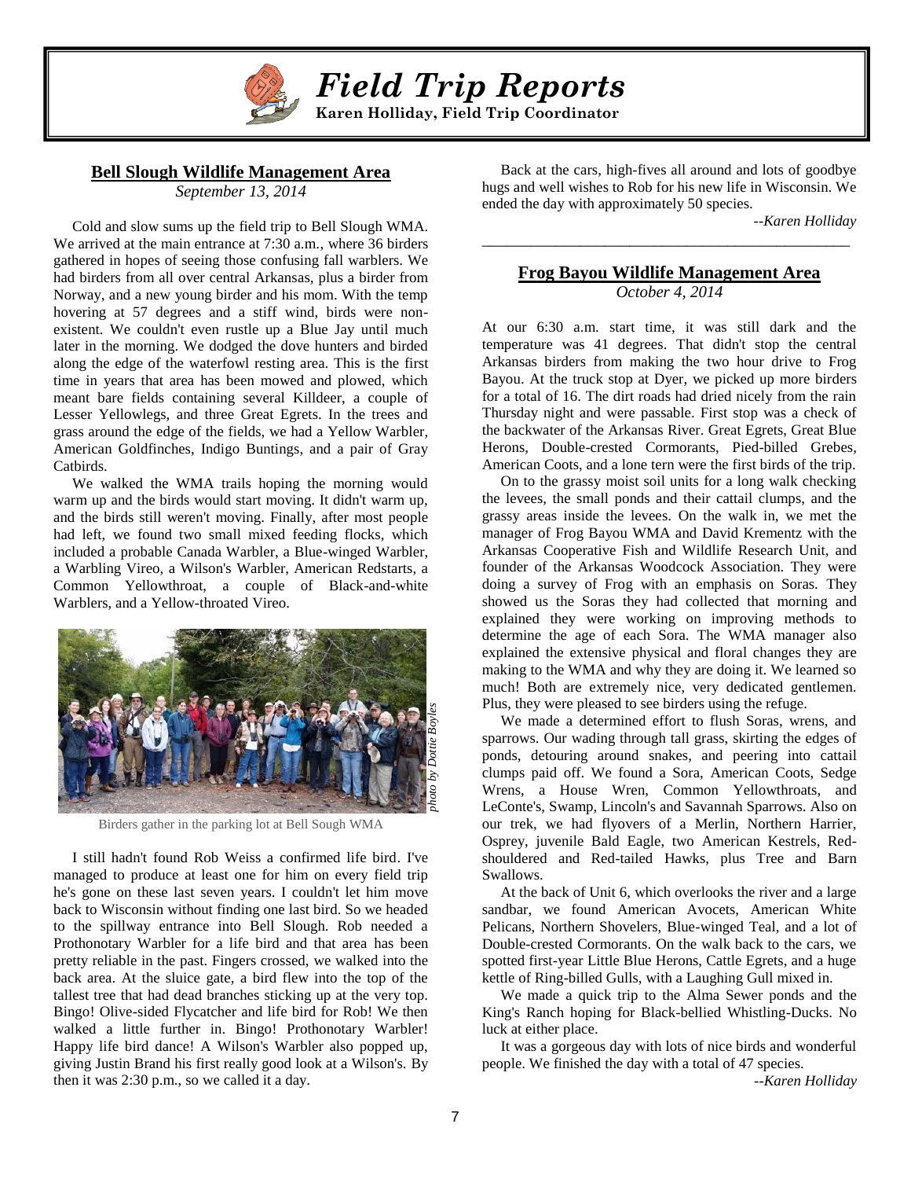# Field Trip Reports

**Karen Holliday, Field Trip Coordinator**

## Bell Slough Wildlife Management Area

*September 13, 2014*

Cold and slow sums up the field trip to Bell Slough WMA. We arrived at the main entrance at 7:30 a.m., where 36 birders gathered in hopes of seeing those confusing fall warblers. We had birders from all over central Arkansas, plus a birder from Norway, and a new young birder and his mom. With the temp hovering at 57 degrees and a stiff wind, birds were non-existent. We couldn't even rustle up a Blue Jay until much later in the morning. We dodged the dove hunters and birded along the edge of the waterfowl resting area. This is the first time in years that area has been mowed and plowed, which meant bare fields containing several Killdeer, a couple of Lesser Yellowlegs, and three Great Egrets. In the trees and grass around the edge of the fields, we had a Yellow Warbler, American Goldfinches, Indigo Buntings, and a pair of Gray Catbirds.

We walked the WMA trails hoping the morning would warm up and the birds would start moving. It didn't warm up, and the birds still weren't moving. Finally, after most people had left, we found two small mixed feeding flocks, which included a probable Canada Warbler, a Blue-winged Warbler, a Warbling Vireo, a Wilson's Warbler, American Redstarts, a Common Yellowthroat, a couple of Black-and-white Warblers, and a Yellow-throated Vireo.

*photo by Dottie Boyles*

Birders gather in the parking lot at Bell Sough WMA

I still hadn't found Rob Weiss a confirmed life bird. I've managed to produce at least one for him on every field trip he's gone on these last seven years. I couldn't let him move back to Wisconsin without finding one last bird. So we headed to the spillway entrance into Bell Slough. Rob needed a Prothonotary Warbler for a life bird and that area has been pretty reliable in the past. Fingers crossed, we walked into the back area. At the sluice gate, a bird flew into the top of the tallest tree that had dead branches sticking up at the very top. Bingo! Olive-sided Flycatcher and life bird for Rob! We then walked a little further in. Bingo! Prothonotary Warbler! Happy life bird dance! A Wilson's Warbler also popped up, giving Justin Brand his first really good look at a Wilson's. By then it was 2:30 p.m., so we called it a day.

Back at the cars, high-fives all around and lots of goodbye hugs and well wishes to Rob for his new life in Wisconsin. We ended the day with approximately 50 species.

*--Karen Holliday*

---

## Frog Bayou Wildlife Management Area

*October 4, 2014*

At our 6:30 a.m. start time, it was still dark and the temperature was 41 degrees. That didn't stop the central Arkansas birders from making the two hour drive to Frog Bayou. At the truck stop at Dyer, we picked up more birders for a total of 16. The dirt roads had dried nicely from the rain Thursday night and were passable. First stop was a check of the backwater of the Arkansas River. Great Egrets, Great Blue Herons, Double-crested Cormorants, Pied-billed Grebes, American Coots, and a lone tern were the first birds of the trip.

On to the grassy moist soil units for a long walk checking the levees, the small ponds and their cattail clumps, and the grassy areas inside the levees. On the walk in, we met the manager of Frog Bayou WMA and David Krementz with the Arkansas Cooperative Fish and Wildlife Research Unit, and founder of the Arkansas Woodcock Association. They were doing a survey of Frog with an emphasis on Soras. They showed us the Soras they had collected that morning and explained they were working on improving methods to determine the age of each Sora. The WMA manager also explained the extensive physical and floral changes they are making to the WMA and why they are doing it. We learned so much! Both are extremely nice, very dedicated gentlemen. Plus, they were pleased to see birders using the refuge.

We made a determined effort to flush Soras, wrens, and sparrows. Our wading through tall grass, skirting the edges of ponds, detouring around snakes, and peering into cattail clumps paid off. We found a Sora, American Coots, Sedge Wrens, a House Wren, Common Yellowthroats, and LeConte's, Swamp, Lincoln's and Savannah Sparrows. Also on our trek, we had flyovers of a Merlin, Northern Harrier, Osprey, juvenile Bald Eagle, two American Kestrels, Red-shouldered and Red-tailed Hawks, plus Tree and Barn Swallows.

At the back of Unit 6, which overlooks the river and a large sandbar, we found American Avocets, American White Pelicans, Northern Shovelers, Blue-winged Teal, and a lot of Double-crested Cormorants. On the walk back to the cars, we spotted first-year Little Blue Herons, Cattle Egrets, and a huge kettle of Ring-billed Gulls, with a Laughing Gull mixed in.

We made a quick trip to the Alma Sewer ponds and the King's Ranch hoping for Black-bellied Whistling-Ducks. No luck at either place.

It was a gorgeous day with lots of nice birds and wonderful people. We finished the day with a total of 47 species.

*--Karen Holliday*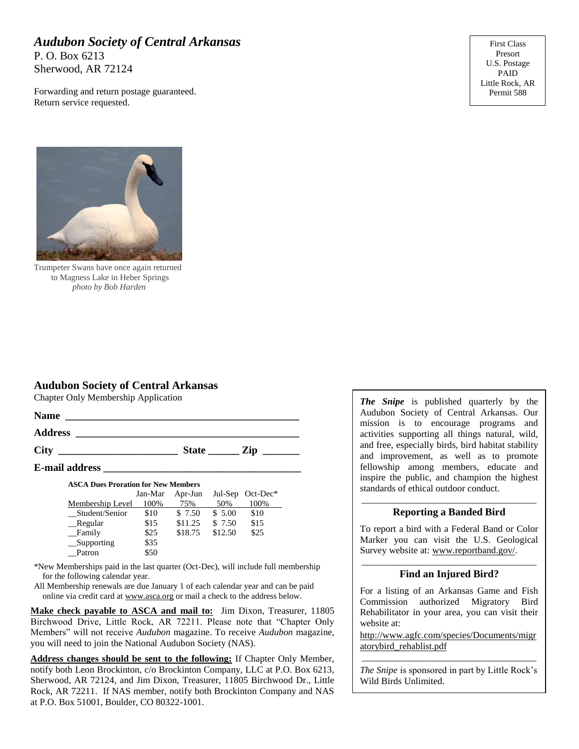***Audubon Society of Central Arkansas***
P. O. Box 6213
Sherwood, AR 72124

Forwarding and return postage guaranteed.
Return service requested.

First Class
Presort
U.S. Postage
PAID
Little Rock, AR
Permit 588

Trumpeter Swans have once again returned to Magness Lake in Heber Springs
*photo by Bob Harden*

## Audubon Society of Central Arkansas

Chapter Only Membership Application

**Name** ______________________________________________

**Address** ____________________________________________

**City** ______________________ **State** ______ **Zip** _______

**E-mail address** ______________________________________

**ASCA Dues Proration for New Members**

| | Jan-Mar | Apr-Jun | Jul-Sep | Oct-Dec* |
|---|---|---|---|---|
| Membership Level | 100% | 75% | 50% | 100% |
| __Student/Senior | $10 | $ 7.50 | $ 5.00 | $10 |
| __Regular | $15 | $11.25 | $ 7.50 | $15 |
| __Family | $25 | $18.75 | $12.50 | $25 |
| __Supporting | $35 | | | |
| __Patron | $50 | | | |

*New Memberships paid in the last quarter (Oct-Dec), will include full membership for the following calendar year.

All Membership renewals are due January 1 of each calendar year and can be paid online via credit card at www.asca.org or mail a check to the address below.

**Make check payable to ASCA and mail to:** Jim Dixon, Treasurer, 11805 Birchwood Drive, Little Rock, AR 72211. Please note that "Chapter Only Members" will not receive *Audubon* magazine. To receive *Audubon* magazine, you will need to join the National Audubon Society (NAS).

**Address changes should be sent to the following:** If Chapter Only Member, notify both Leon Brockinton, c/o Brockinton Company, LLC at P.O. Box 6213, Sherwood, AR 72124, and Jim Dixon, Treasurer, 11805 Birchwood Dr., Little Rock, AR 72211. If NAS member, notify both Brockinton Company and NAS at P.O. Box 51001, Boulder, CO 80322-1001.

***The Snipe*** is published quarterly by the Audubon Society of Central Arkansas. Our mission is to encourage programs and activities supporting all things natural, wild, and free, especially birds, bird habitat stability and improvement, as well as to promote fellowship among members, educate and inspire the public, and champion the highest standards of ethical outdoor conduct.

### Reporting a Banded Bird

To report a bird with a Federal Band or Color Marker you can visit the U.S. Geological Survey website at: www.reportband.gov/.

### Find an Injured Bird?

For a listing of an Arkansas Game and Fish Commission authorized Migratory Bird Rehabilitator in your area, you can visit their website at:

http://www.agfc.com/species/Documents/migratorybird_rehablist.pdf

*The Snipe* is sponsored in part by Little Rock's Wild Birds Unlimited.